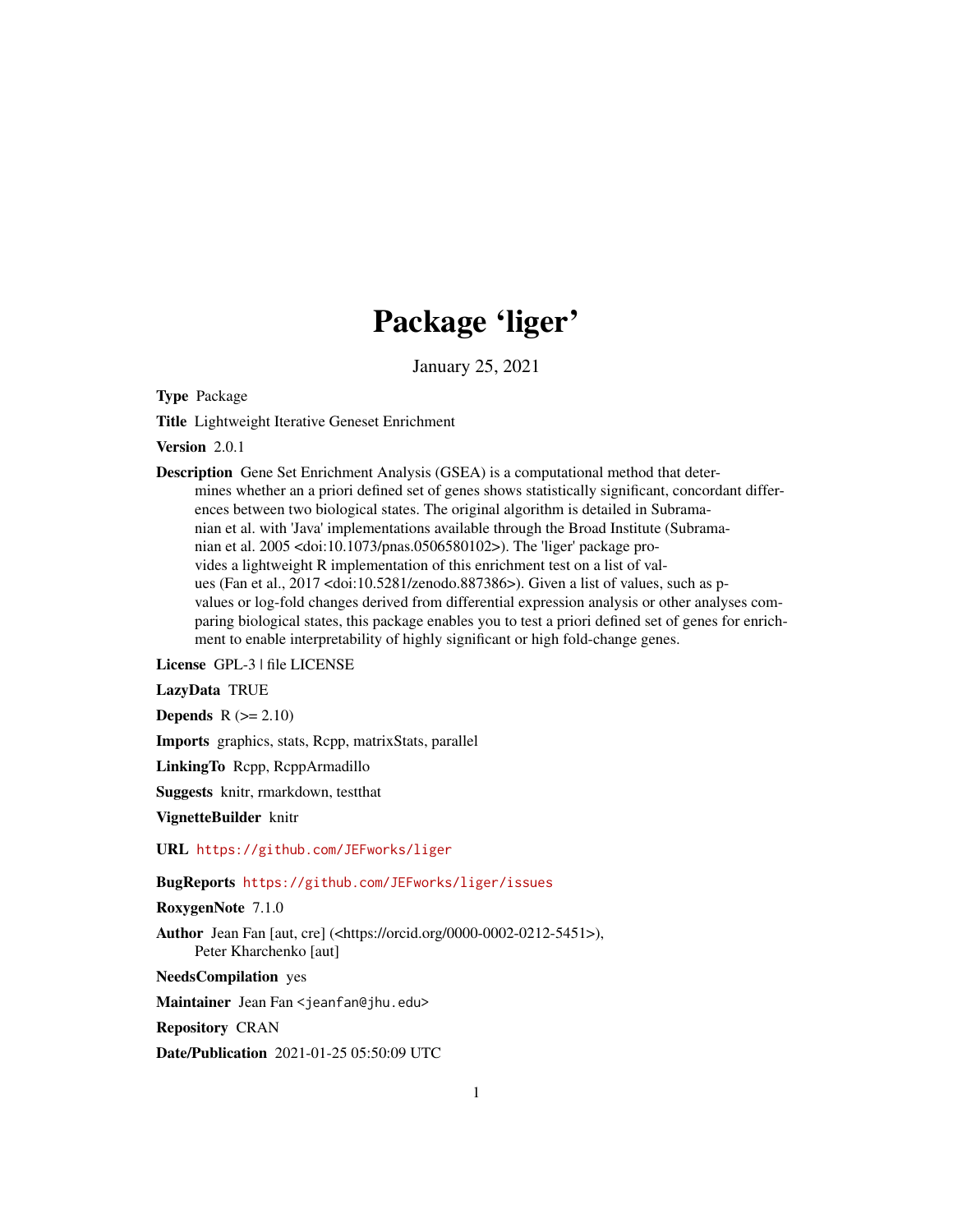# Package 'liger'

January 25, 2021

**Type** Package

**Title** Lightweight Iterative Geneset Enrichment

**Version** 2.0.1

**Description** Gene Set Enrichment Analysis (GSEA) is a computational method that determines whether an a priori defined set of genes shows statistically significant, concordant differences between two biological states. The original algorithm is detailed in Subramanian et al. with 'Java' implementations available through the Broad Institute (Subramanian et al. 2005 <doi:10.1073/pnas.0506580102>). The 'liger' package provides a lightweight R implementation of this enrichment test on a list of values (Fan et al., 2017 <doi:10.5281/zenodo.887386>). Given a list of values, such as p-values or log-fold changes derived from differential expression analysis or other analyses comparing biological states, this package enables you to test a priori defined set of genes for enrichment to enable interpretability of highly significant or high fold-change genes.

**License** GPL-3 | file LICENSE

**LazyData** TRUE

**Depends** R (>= 2.10)

**Imports** graphics, stats, Rcpp, matrixStats, parallel

**LinkingTo** Rcpp, RcppArmadillo

**Suggests** knitr, rmarkdown, testthat

**VignetteBuilder** knitr

**URL** https://github.com/JEFworks/liger

**BugReports** https://github.com/JEFworks/liger/issues

**RoxygenNote** 7.1.0

**Author** Jean Fan [aut, cre] (<https://orcid.org/0000-0002-0212-5451>), Peter Kharchenko [aut]

**NeedsCompilation** yes

**Maintainer** Jean Fan <jeanfan@jhu.edu>

**Repository** CRAN

**Date/Publication** 2021-01-25 05:50:09 UTC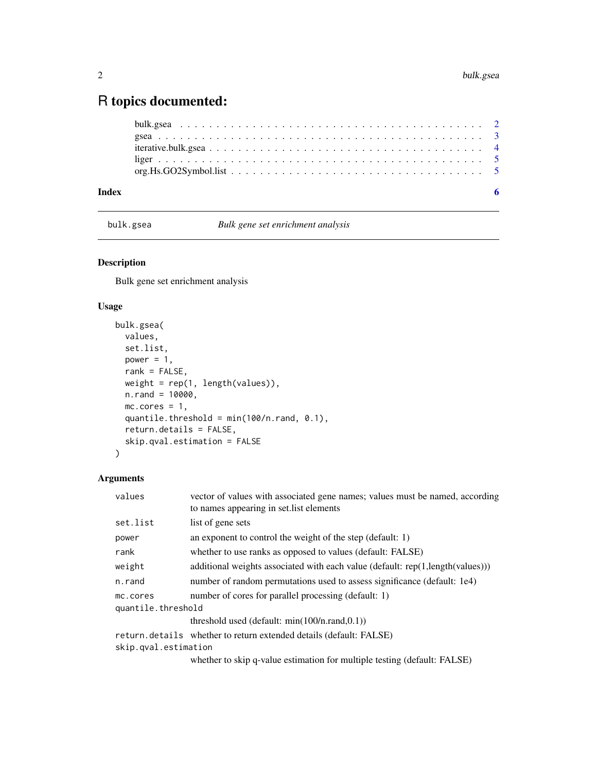# R topics documented:

| | |
|---|---|
| bulk.gsea | 2 |
| gsea | 3 |
| iterative.bulk.gsea | 4 |
| liger | 5 |
| org.Hs.GO2Symbol.list | 5 |

**Index** 6

---

## bulk.gsea — *Bulk gene set enrichment analysis*

### Description

Bulk gene set enrichment analysis

### Usage

```
bulk.gsea(
  values,
  set.list,
  power = 1,
  rank = FALSE,
  weight = rep(1, length(values)),
  n.rand = 10000,
  mc.cores = 1,
  quantile.threshold = min(100/n.rand, 0.1),
  return.details = FALSE,
  skip.qval.estimation = FALSE
)
```

### Arguments

| | |
|---|---|
| values | vector of values with associated gene names; values must be named, according to names appearing in set.list elements |
| set.list | list of gene sets |
| power | an exponent to control the weight of the step (default: 1) |
| rank | whether to use ranks as opposed to values (default: FALSE) |
| weight | additional weights associated with each value (default: rep(1,length(values))) |
| n.rand | number of random permutations used to assess significance (default: 1e4) |
| mc.cores | number of cores for parallel processing (default: 1) |
| quantile.threshold | threshold used (default: min(100/n.rand,0.1)) |
| return.details | whether to return extended details (default: FALSE) |
| skip.qval.estimation | whether to skip q-value estimation for multiple testing (default: FALSE) |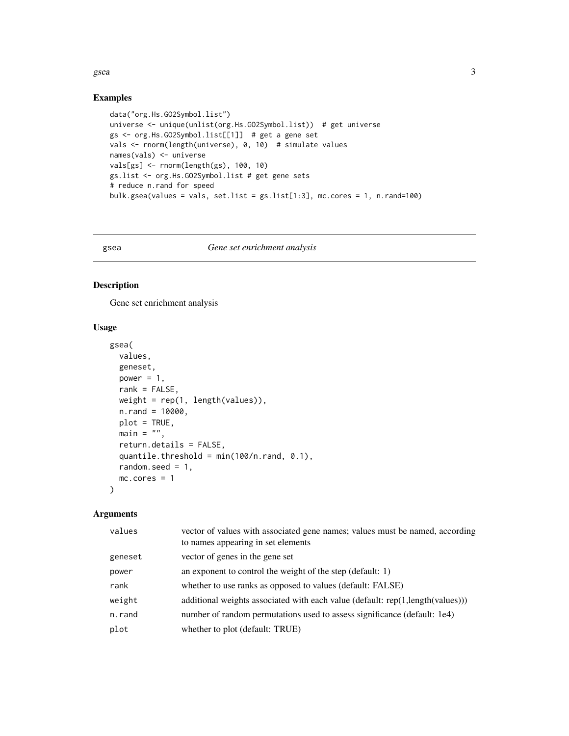## Examples

```
data("org.Hs.GO2Symbol.list")
universe <- unique(unlist(org.Hs.GO2Symbol.list))  # get universe
gs <- org.Hs.GO2Symbol.list[[1]]  # get a gene set
vals <- rnorm(length(universe), 0, 10)  # simulate values
names(vals) <- universe
vals[gs] <- rnorm(length(gs), 100, 10)
gs.list <- org.Hs.GO2Symbol.list # get gene sets
# reduce n.rand for speed
bulk.gsea(values = vals, set.list = gs.list[1:3], mc.cores = 1, n.rand=100)
```

---

# gsea — *Gene set enrichment analysis*

## Description

Gene set enrichment analysis

## Usage

```
gsea(
  values,
  geneset,
  power = 1,
  rank = FALSE,
  weight = rep(1, length(values)),
  n.rand = 10000,
  plot = TRUE,
  main = "",
  return.details = FALSE,
  quantile.threshold = min(100/n.rand, 0.1),
  random.seed = 1,
  mc.cores = 1
)
```

## Arguments

| | |
|---|---|
| values | vector of values with associated gene names; values must be named, according to names appearing in set elements |
| geneset | vector of genes in the gene set |
| power | an exponent to control the weight of the step (default: 1) |
| rank | whether to use ranks as opposed to values (default: FALSE) |
| weight | additional weights associated with each value (default: rep(1,length(values))) |
| n.rand | number of random permutations used to assess significance (default: 1e4) |
| plot | whether to plot (default: TRUE) |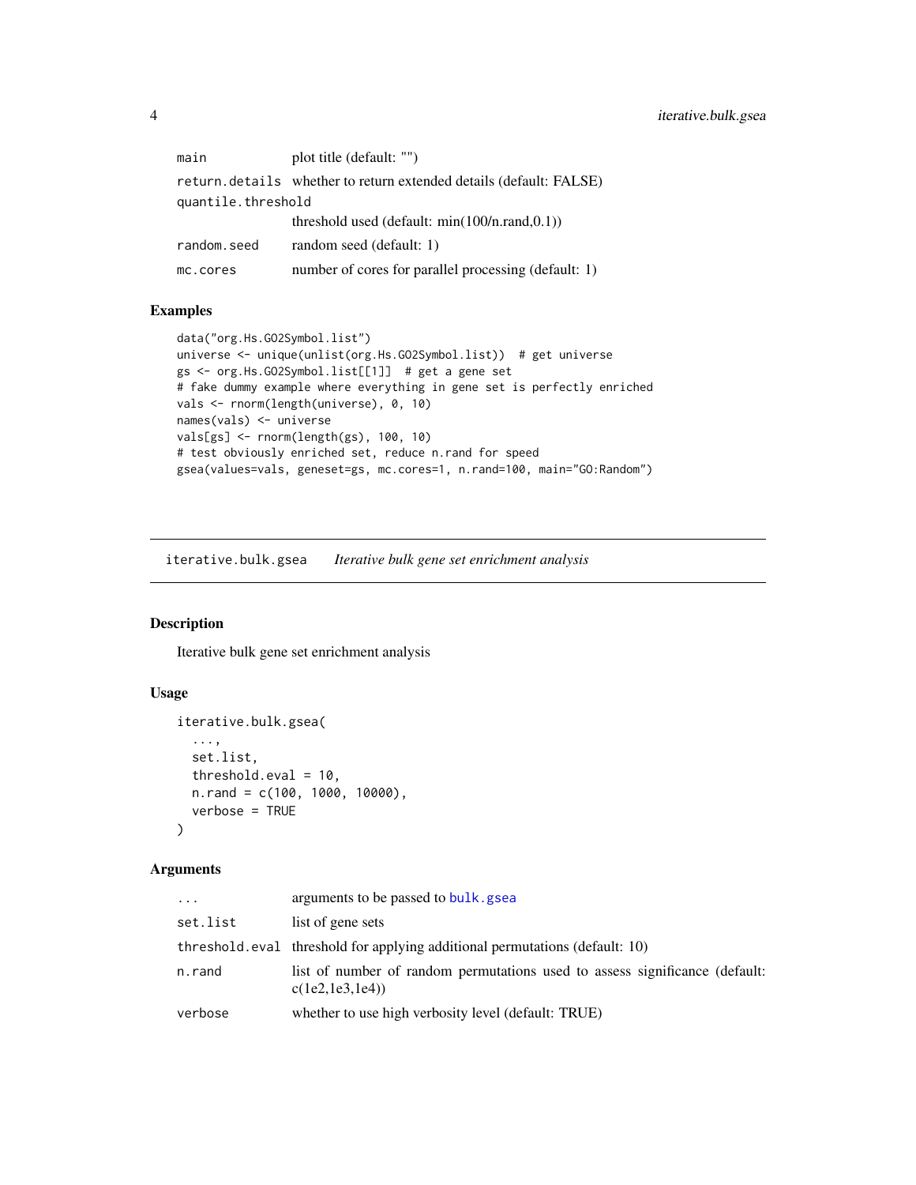| | |
|---|---|
| main | plot title (default: "") |
| return.details | whether to return extended details (default: FALSE) |
| quantile.threshold | threshold used (default: min(100/n.rand,0.1)) |
| random.seed | random seed (default: 1) |
| mc.cores | number of cores for parallel processing (default: 1) |

### Examples

```
data("org.Hs.GO2Symbol.list")
universe <- unique(unlist(org.Hs.GO2Symbol.list))  # get universe
gs <- org.Hs.GO2Symbol.list[[1]]  # get a gene set
# fake dummy example where everything in gene set is perfectly enriched
vals <- rnorm(length(universe), 0, 10)
names(vals) <- universe
vals[gs] <- rnorm(length(gs), 100, 10)
# test obviously enriched set, reduce n.rand for speed
gsea(values=vals, geneset=gs, mc.cores=1, n.rand=100, main="GO:Random")
```

## iterative.bulk.gsea *Iterative bulk gene set enrichment analysis*

### Description

Iterative bulk gene set enrichment analysis

### Usage

```
iterative.bulk.gsea(
  ...,
  set.list,
  threshold.eval = 10,
  n.rand = c(100, 1000, 10000),
  verbose = TRUE
)
```

### Arguments

| | |
|---|---|
| ... | arguments to be passed to bulk.gsea |
| set.list | list of gene sets |
| threshold.eval | threshold for applying additional permutations (default: 10) |
| n.rand | list of number of random permutations used to assess significance (default: c(1e2,1e3,1e4)) |
| verbose | whether to use high verbosity level (default: TRUE) |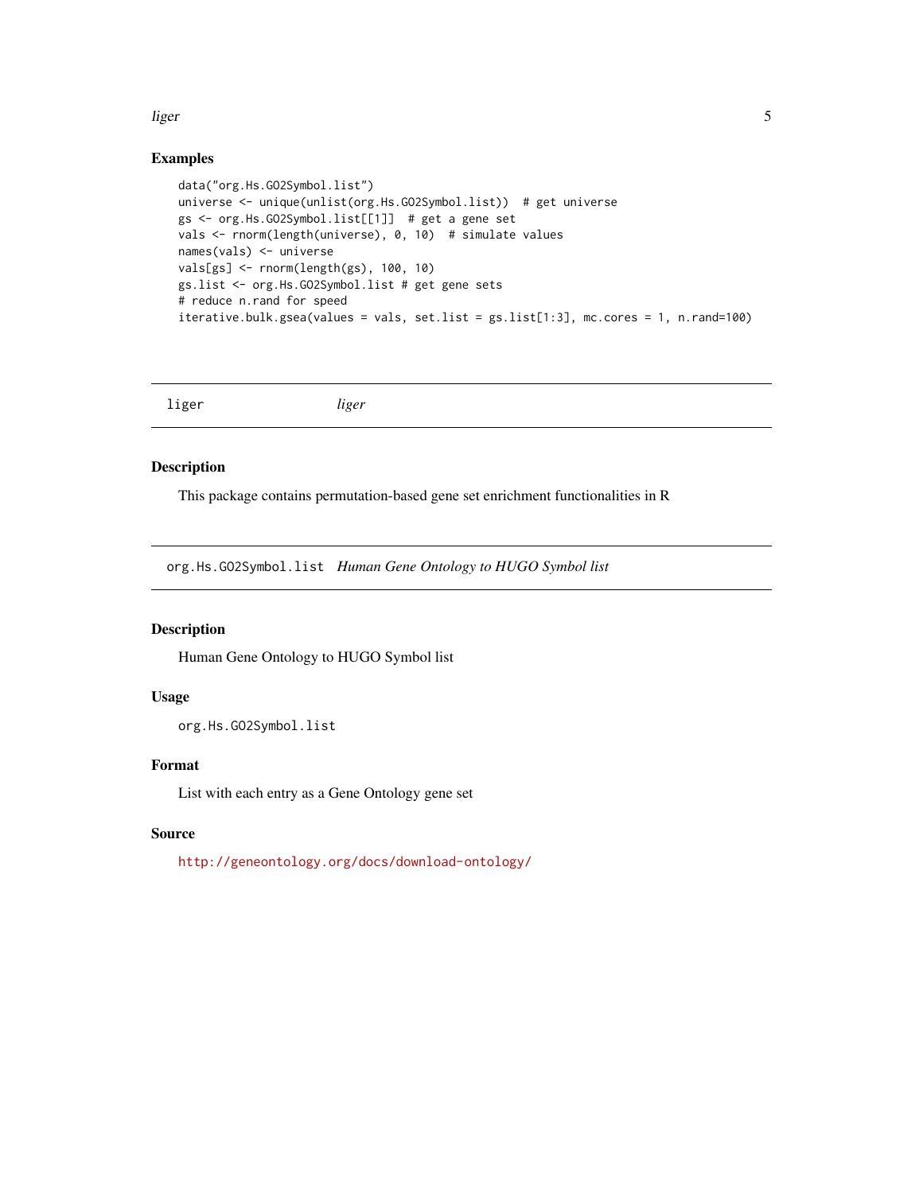## Examples

```
data("org.Hs.GO2Symbol.list")
universe <- unique(unlist(org.Hs.GO2Symbol.list))  # get universe
gs <- org.Hs.GO2Symbol.list[[1]]  # get a gene set
vals <- rnorm(length(universe), 0, 10)  # simulate values
names(vals) <- universe
vals[gs] <- rnorm(length(gs), 100, 10)
gs.list <- org.Hs.GO2Symbol.list # get gene sets
# reduce n.rand for speed
iterative.bulk.gsea(values = vals, set.list = gs.list[1:3], mc.cores = 1, n.rand=100)
```

---

# liger *liger*

## Description

This package contains permutation-based gene set enrichment functionalities in R

---

# org.Hs.GO2Symbol.list *Human Gene Ontology to HUGO Symbol list*

## Description

Human Gene Ontology to HUGO Symbol list

## Usage

```
org.Hs.GO2Symbol.list
```

## Format

List with each entry as a Gene Ontology gene set

## Source

http://geneontology.org/docs/download-ontology/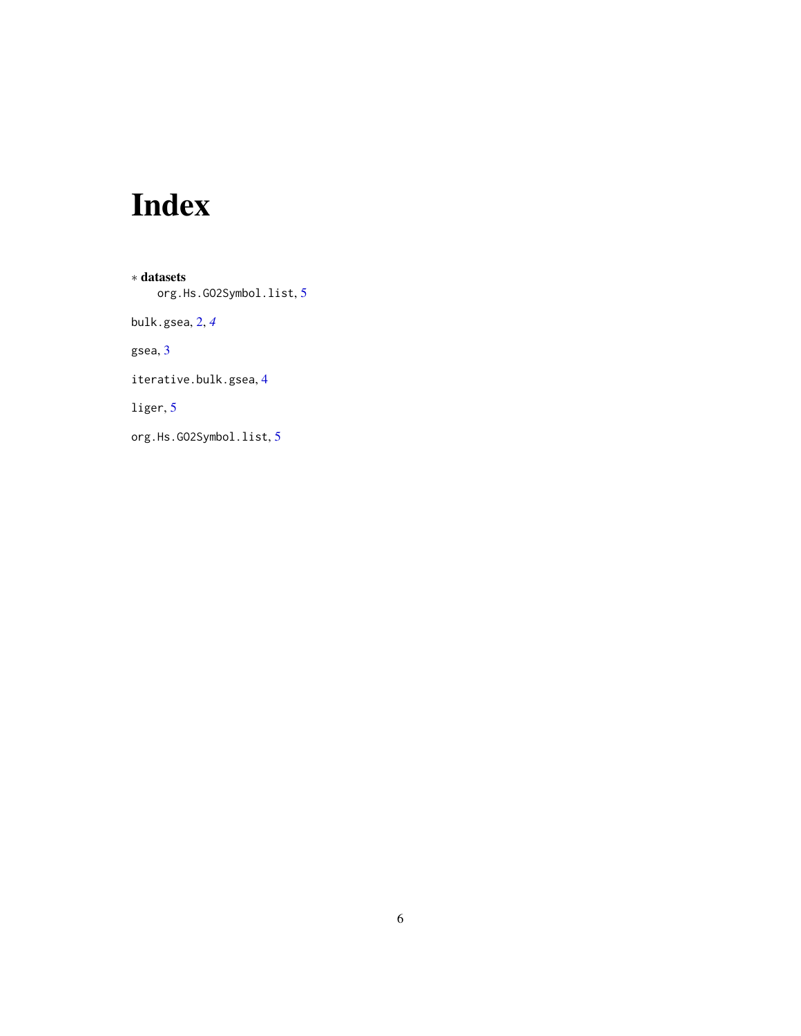# Index

* **datasets**
    org.Hs.GO2Symbol.list, 5

bulk.gsea, 2, *4*

gsea, 3

iterative.bulk.gsea, 4

liger, 5

org.Hs.GO2Symbol.list, 5